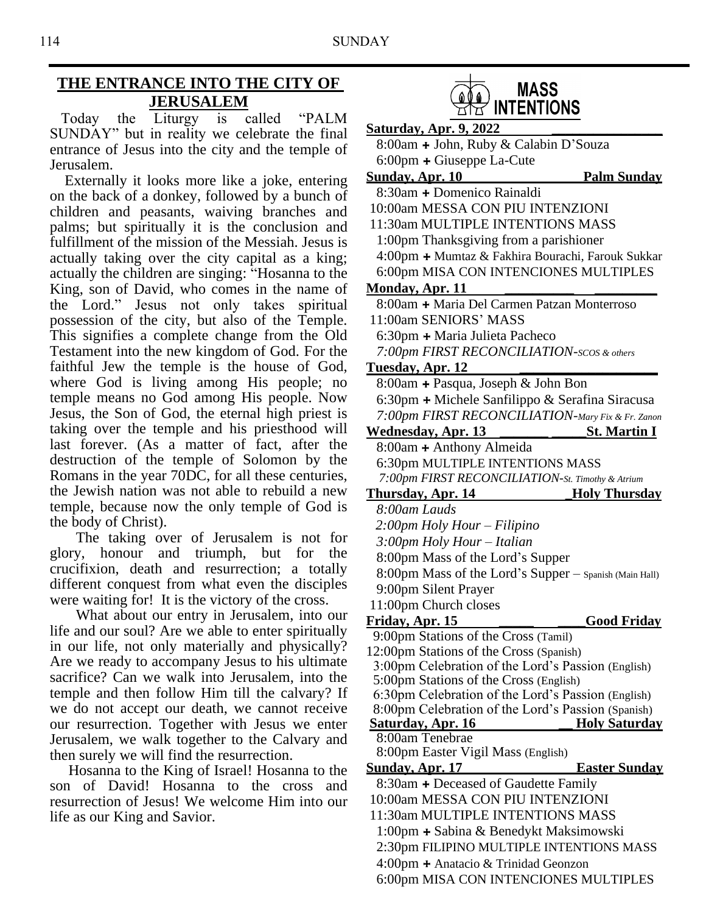## THE ENTRANCE INTO THE CITY OF JERUSALEM

Today the Liturgy is called "PALM SUNDAY" but in reality we celebrate the final entrance of Jesus into the city and the temple of Jerusalem.

Externally it looks more like a joke, entering on the back of a donkey, followed by a bunch of children and peasants, waiving branches and palms; but spiritually it is the conclusion and fulfillment of the mission of the Messiah. Jesus is actually taking over the city capital as a king; actually the children are singing: "Hosanna to the King, son of David, who comes in the name of the Lord." Jesus not only takes spiritual possession of the city, but also of the Temple. This signifies a complete change from the Old Testament into the new kingdom of God. For the faithful Jew the temple is the house of God, where God is living among His people; no temple means no God among His people. Now Jesus, the Son of God, the eternal high priest is taking over the temple and his priesthood will last forever. (As a matter of fact, after the destruction of the temple of Solomon by the Romans in the year 70DC, for all these centuries, the Jewish nation was not able to rebuild a new temple, because now the only temple of God is the body of Christ).

The taking over of Jerusalem is not for glory, honour and triumph, but for the crucifixion, death and resurrection; a totally different conquest from what even the disciples were waiting for! It is the victory of the cross.

What about our entry in Jerusalem, into our life and our soul? Are we able to enter spiritually in our life, not only materially and physically? Are we ready to accompany Jesus to his ultimate sacrifice? Can we walk into Jerusalem, into the temple and then follow Him till the calvary? If we do not accept our death, we cannot receive our resurrection. Together with Jesus we enter Jerusalem, we walk together to the Calvary and then surely we will find the resurrection.

Hosanna to the King of Israel! Hosanna to the son of David! Hosanna to the cross and resurrection of Jesus! We welcome Him into our life as our King and Savior.

## MASS INTENTIONS

**Saturday, Apr. 9, 2022**

8:00am + John, Ruby & Calabin D'Souza
6:00pm + Giuseppe La-Cute

**Sunday, Apr. 10 — Palm Sunday**

8:30am + Domenico Rainaldi
10:00am MESSA CON PIU INTENZIONI
11:30am MULTIPLE INTENTIONS MASS
1:00pm Thanksgiving from a parishioner
4:00pm + Mumtaz & Fakhira Bourachi, Farouk Sukkar
6:00pm MISA CON INTENCIONES MULTIPLES

**Monday, Apr. 11**

8:00am + Maria Del Carmen Patzan Monterroso
11:00am SENIORS' MASS
6:30pm + Maria Julieta Pacheco
*7:00pm FIRST RECONCILIATION-SCOS & others*

**Tuesday, Apr. 12**

8:00am + Pasqua, Joseph & John Bon
6:30pm + Michele Sanfilippo & Serafina Siracusa
*7:00pm FIRST RECONCILIATION-Mary Fix & Fr. Zanon*

**Wednesday, Apr. 13 — St. Martin I**

8:00am + Anthony Almeida
6:30pm MULTIPLE INTENTIONS MASS
*7:00pm FIRST RECONCILIATION-St. Timothy & Atrium*

**Thursday, Apr. 14 — Holy Thursday**

*8:00am Lauds*
*2:00pm Holy Hour – Filipino*
*3:00pm Holy Hour – Italian*
8:00pm Mass of the Lord's Supper
8:00pm Mass of the Lord's Supper – Spanish (Main Hall)
9:00pm Silent Prayer
11:00pm Church closes

**Friday, Apr. 15 — Good Friday**

9:00pm Stations of the Cross (Tamil)
12:00pm Stations of the Cross (Spanish)
3:00pm Celebration of the Lord's Passion (English)
5:00pm Stations of the Cross (English)
6:30pm Celebration of the Lord's Passion (English)
8:00pm Celebration of the Lord's Passion (Spanish)

**Saturday, Apr. 16 — Holy Saturday**

8:00am Tenebrae
8:00pm Easter Vigil Mass (English)

**Sunday, Apr. 17 — Easter Sunday**

8:30am + Deceased of Gaudette Family
10:00am MESSA CON PIU INTENZIONI
11:30am MULTIPLE INTENTIONS MASS
1:00pm + Sabina & Benedykt Maksimowski
2:30pm FILIPINO MULTIPLE INTENTIONS MASS
4:00pm + Anatacio & Trinidad Geonzon
6:00pm MISA CON INTENCIONES MULTIPLES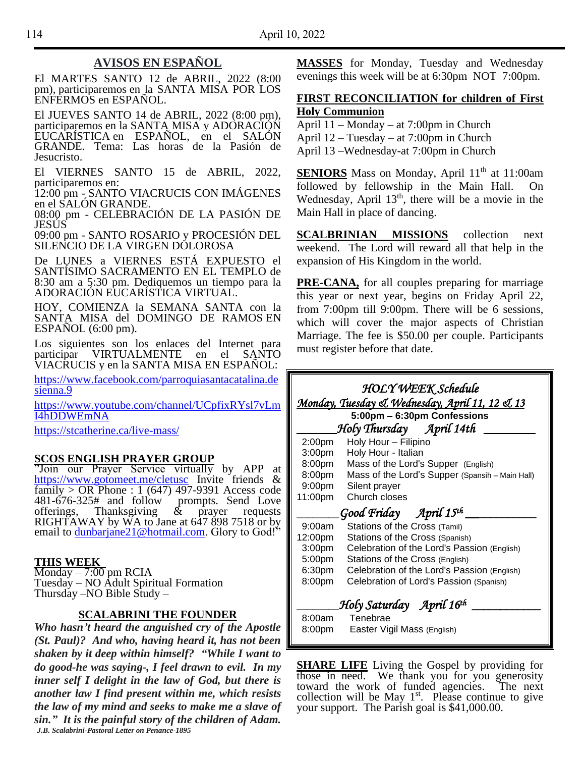## AVISOS EN ESPAÑOL

El MARTES SANTO 12 de ABRIL, 2022 (8:00 pm), participaremos en la SANTA MISA POR LOS ENFERMOS en ESPAÑOL.

El JUEVES SANTO 14 de ABRIL, 2022 (8:00 pm), participaremos en la SANTA MISA y ADORACIÓN EUCARÍSTICA en ESPAÑOL, en el SALÓN GRANDE. Tema: Las horas de la Pasión de Jesucristo.

El VIERNES SANTO 15 de ABRIL, 2022, participaremos en:
12:00 pm - SANTO VIACRUCIS CON IMÁGENES en el SALÓN GRANDE.
08:00 pm - CELEBRACIÓN DE LA PASIÓN DE JESÚS
09:00 pm - SANTO ROSARIO y PROCESIÓN DEL SILENCIO DE LA VIRGEN DOLOROSA

De LUNES a VIERNES ESTÁ EXPUESTO el SANTÍSIMO SACRAMENTO EN EL TEMPLO de 8:30 am a 5:30 pm. Dediquemos un tiempo para la ADORACIÓN EUCARÍSTICA VIRTUAL.

HOY, COMIENZA la SEMANA SANTA con la SANTA MISA del DOMINGO DE RAMOS EN ESPAÑOL (6:00 pm).

Los siguientes son los enlaces del Internet para participar VIRTUALMENTE en el SANTO VIACRUCIS y en la SANTA MISA EN ESPAÑOL:

https://www.facebook.com/parroquiasantacatalina.desienna.9

https://www.youtube.com/channel/UCpfixRYsl7vLmI4hDDWEmNA

https://stcatherine.ca/live-mass/

**SCOS ENGLISH PRAYER GROUP**
"Join our Prayer Service virtually by APP at https://www.gotomeet.me/cletusc Invite friends & family > OR Phone : 1 (647) 497-9391 Access code 481-676-325# and follow prompts. Send Love offerings, Thanksgiving & prayer requests RIGHTAWAY by WA to Jane at 647 898 7518 or by email to dunbarjane21@hotmail.com. Glory to God!"

**THIS WEEK**
Monday – 7:00 pm RCIA
Tuesday – NO Adult Spiritual Formation
Thursday –NO Bible Study –

## SCALABRINI THE FOUNDER

***Who hasn't heard the anguished cry of the Apostle (St. Paul)? And who, having heard it, has not been shaken by it deep within himself? "While I want to do good-he was saying-, I feel drawn to evil. In my inner self I delight in the law of God, but there is another law I find present within me, which resists the law of my mind and seeks to make me a slave of sin." It is the painful story of the children of Adam.***
*J.B. Scalabrini-Pastoral Letter on Penance-1895*

**MASSES** for Monday, Tuesday and Wednesday evenings this week will be at 6:30pm NOT 7:00pm.

**FIRST RECONCILIATION for children of First Holy Communion**
April 11 – Monday – at 7:00pm in Church
April 12 – Tuesday – at 7:00pm in Church
April 13 –Wednesday-at 7:00pm in Church

**SENIORS** Mass on Monday, April 11th at 11:00am followed by fellowship in the Main Hall. On Wednesday, April 13th, there will be a movie in the Main Hall in place of dancing.

**SCALBRINIAN MISSIONS** collection next weekend. The Lord will reward all that help in the expansion of His Kingdom in the world.

**PRE-CANA,** for all couples preparing for marriage this year or next year, begins on Friday April 22, from 7:00pm till 9:00pm. There will be 6 sessions, which will cover the major aspects of Christian Marriage. The fee is $50.00 per couple. Participants must register before that date.

### *HOLY WEEK Schedule*

*Monday, Tuesday & Wednesday, April 11, 12 & 13*
**5:00pm – 6:30pm Confessions**

*Holy Thursday April 14th*

| | |
|---|---|
| 2:00pm | Holy Hour – Filipino |
| 3:00pm | Holy Hour - Italian |
| 8:00pm | Mass of the Lord's Supper (English) |
| 8:00pm | Mass of the Lord's Supper (Spansih – Main Hall) |
| 9:00pm | Silent prayer |
| 11:00pm | Church closes |

*Good Friday April 15th*

| | |
|---|---|
| 9:00am | Stations of the Cross (Tamil) |
| 12:00pm | Stations of the Cross (Spanish) |
| 3:00pm | Celebration of the Lord's Passion (English) |
| 5:00pm | Stations of the Cross (English) |
| 6:30pm | Celebration of the Lord's Passion (English) |
| 8:00pm | Celebration of Lord's Passion (Spanish) |

*Holy Saturday April 16th*

| | |
|---|---|
| 8:00am | Tenebrae |
| 8:00pm | Easter Vigil Mass (English) |

**SHARE LIFE** Living the Gospel by providing for those in need. We thank you for you generosity toward the work of funded agencies. The next collection will be May 1st. Please continue to give your support. The Parish goal is $41,000.00.